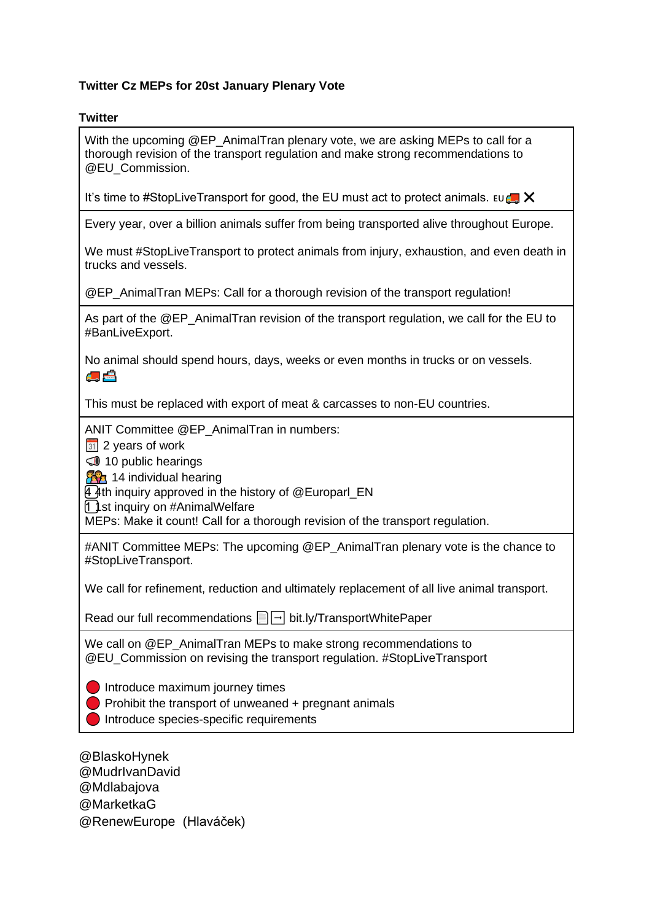**Twitter Cz MEPs for 20st January Plenary Vote**

**Twitter**

| |
|---|
| With the upcoming @EP_AnimalTran plenary vote, we are asking MEPs to call for a thorough revision of the transport regulation and make strong recommendations to @EU_Commission.<br><br>It's time to #StopLiveTransport for good, the EU must act to protect animals. 🇪🇺🚚❌ |
| Every year, over a billion animals suffer from being transported alive throughout Europe.<br><br>We must #StopLiveTransport to protect animals from injury, exhaustion, and even death in trucks and vessels.<br><br>@EP_AnimalTran MEPs: Call for a thorough revision of the transport regulation! |
| As part of the @EP_AnimalTran revision of the transport regulation, we call for the EU to #BanLiveExport.<br><br>No animal should spend hours, days, weeks or even months in trucks or on vessels. 🚚🚢<br><br>This must be replaced with export of meat & carcasses to non-EU countries. |
| ANIT Committee @EP_AnimalTran in numbers:<br>📅 2 years of work<br>📢 10 public hearings<br>👨‍👩‍👧 14 individual hearing<br>4️⃣ 4th inquiry approved in the history of @Europarl_EN<br>1️⃣ 1st inquiry on #AnimalWelfare<br>MEPs: Make it count! Call for a thorough revision of the transport regulation. |
| #ANIT Committee MEPs: The upcoming @EP_AnimalTran plenary vote is the chance to #StopLiveTransport.<br><br>We call for refinement, reduction and ultimately replacement of all live animal transport.<br><br>Read our full recommendations 📄➡️ bit.ly/TransportWhitePaper |
| We call on @EP_AnimalTran MEPs to make strong recommendations to @EU_Commission on revising the transport regulation. #StopLiveTransport<br><br>🔴 Introduce maximum journey times<br>🔴 Prohibit the transport of unweaned + pregnant animals<br>🔴 Introduce species-specific requirements |

@BlaskoHynek
@MudrIvanDavid
@Mdlabajova
@MarketkaG
@RenewEurope (Hlaváček)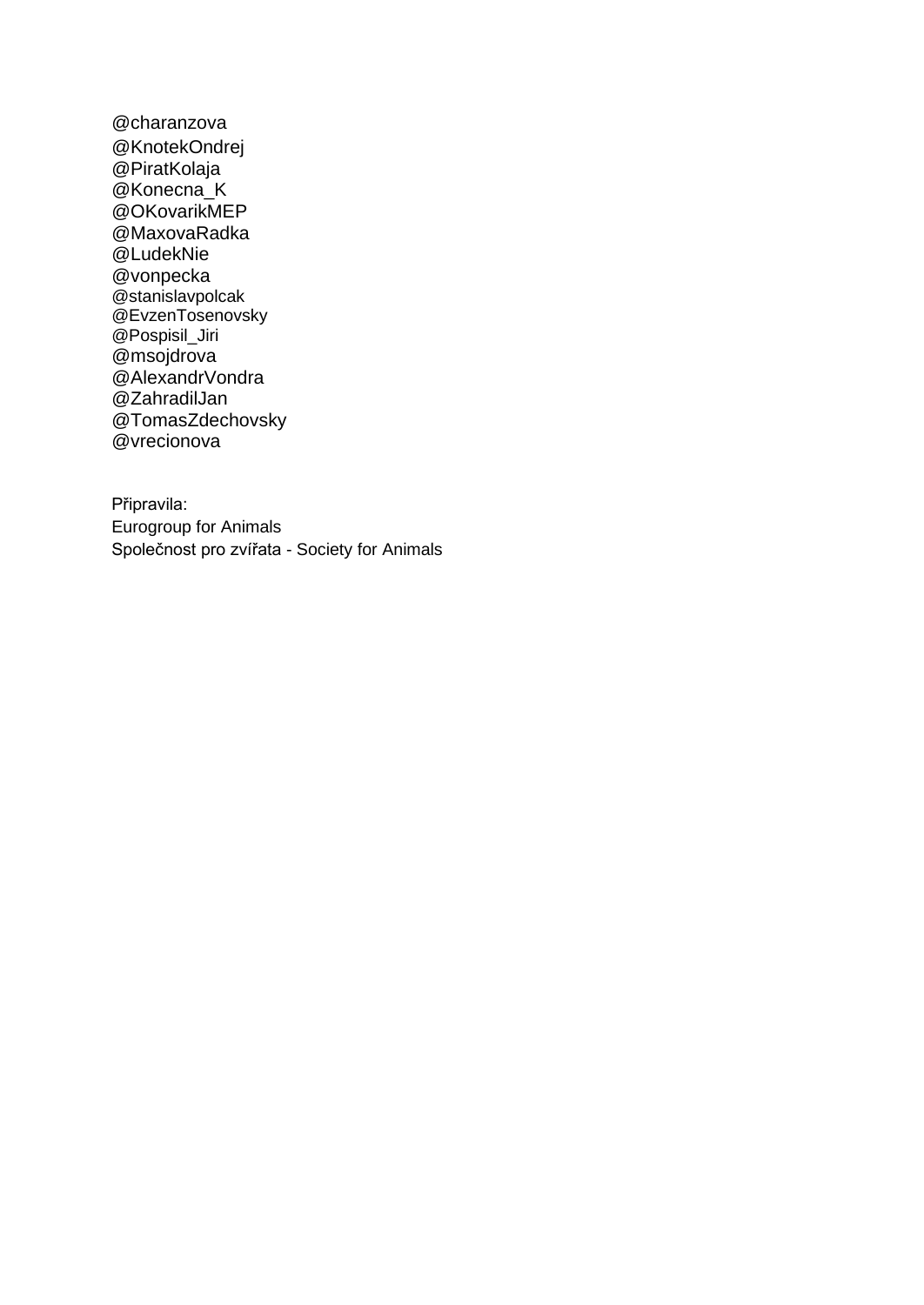@charanzova
@KnotekOndrej
@PiratKolaja
@Konecna_K
@OKovarikMEP
@MaxovaRadka
@LudekNie
@vonpecka
@stanislavpolcak
@EvzenTosenovsky
@Pospisil_Jiri
@msojdrova
@AlexandrVondra
@ZahradilJan
@TomasZdechovsky
@vrecionova

Připravila:
Eurogroup for Animals
Společnost pro zvířata - Society for Animals